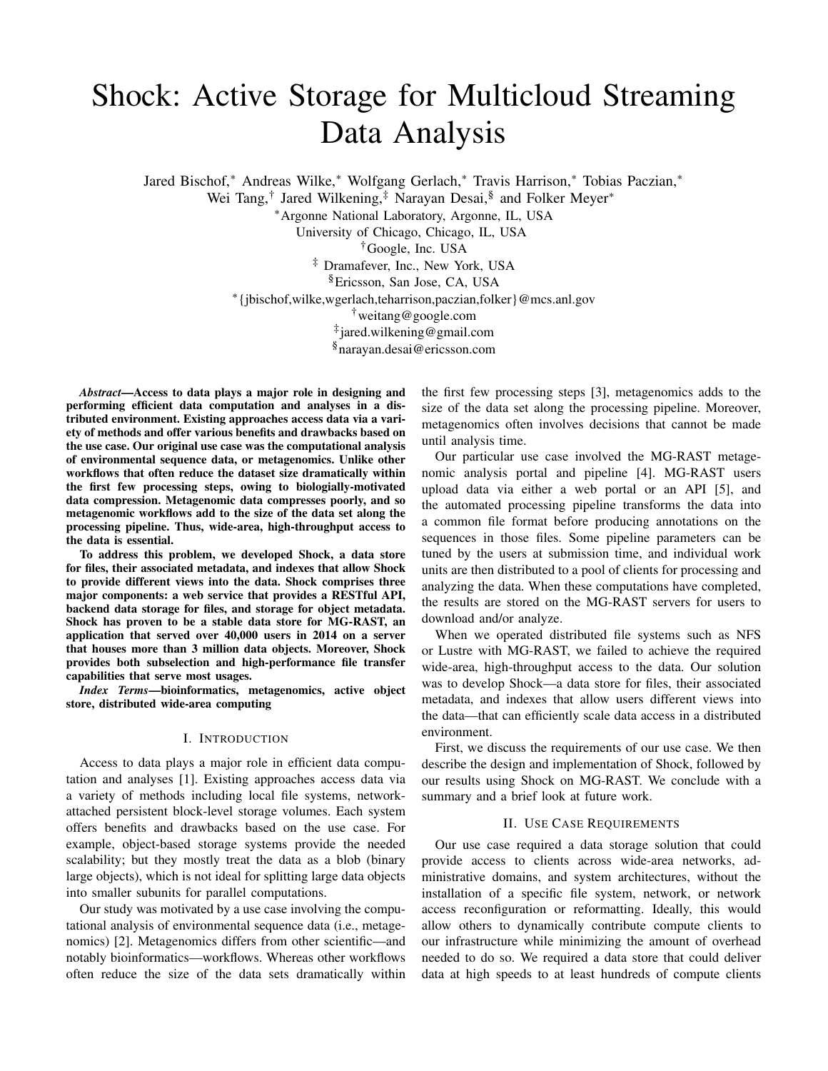# Shock: Active Storage for Multicloud Streaming Data Analysis

Jared Bischof,* Andreas Wilke,* Wolfgang Gerlach,* Travis Harrison,* Tobias Paczian,*
Wei Tang,† Jared Wilkening,‡ Narayan Desai,§ and Folker Meyer*

*Argonne National Laboratory, Argonne, IL, USA
University of Chicago, Chicago, IL, USA
†Google, Inc. USA
‡ Dramafever, Inc., New York, USA
§Ericsson, San Jose, CA, USA
*{jbischof,wilke,wgerlach,teharrison,paczian,folker}@mcs.anl.gov
†weitang@google.com
‡jared.wilkening@gmail.com
§narayan.desai@ericsson.com

***Abstract*—Access to data plays a major role in designing and performing efficient data computation and analyses in a distributed environment. Existing approaches access data via a variety of methods and offer various benefits and drawbacks based on the use case. Our original use case was the computational analysis of environmental sequence data, or metagenomics. Unlike other workflows that often reduce the dataset size dramatically within the first few processing steps, owing to biologically-motivated data compression. Metagenomic data compresses poorly, and so metagenomic workflows add to the size of the data set along the processing pipeline. Thus, wide-area, high-throughput access to the data is essential.**

**To address this problem, we developed Shock, a data store for files, their associated metadata, and indexes that allow Shock to provide different views into the data. Shock comprises three major components: a web service that provides a RESTful API, backend data storage for files, and storage for object metadata. Shock has proven to be a stable data store for MG-RAST, an application that served over 40,000 users in 2014 on a server that houses more than 3 million data objects. Moreover, Shock provides both subselection and high-performance file transfer capabilities that serve most usages.**

***Index Terms*—bioinformatics, metagenomics, active object store, distributed wide-area computing**

## I. Introduction

Access to data plays a major role in efficient data computation and analyses [1]. Existing approaches access data via a variety of methods including local file systems, network-attached persistent block-level storage volumes. Each system offers benefits and drawbacks based on the use case. For example, object-based storage systems provide the needed scalability; but they mostly treat the data as a blob (binary large objects), which is not ideal for splitting large data objects into smaller subunits for parallel computations.

Our study was motivated by a use case involving the computational analysis of environmental sequence data (i.e., metagenomics) [2]. Metagenomics differs from other scientific—and notably bioinformatics—workflows. Whereas other workflows often reduce the size of the data sets dramatically within the first few processing steps [3], metagenomics adds to the size of the data set along the processing pipeline. Moreover, metagenomics often involves decisions that cannot be made until analysis time.

Our particular use case involved the MG-RAST metagenomic analysis portal and pipeline [4]. MG-RAST users upload data via either a web portal or an API [5], and the automated processing pipeline transforms the data into a common file format before producing annotations on the sequences in those files. Some pipeline parameters can be tuned by the users at submission time, and individual work units are then distributed to a pool of clients for processing and analyzing the data. When these computations have completed, the results are stored on the MG-RAST servers for users to download and/or analyze.

When we operated distributed file systems such as NFS or Lustre with MG-RAST, we failed to achieve the required wide-area, high-throughput access to the data. Our solution was to develop Shock—a data store for files, their associated metadata, and indexes that allow users different views into the data—that can efficiently scale data access in a distributed environment.

First, we discuss the requirements of our use case. We then describe the design and implementation of Shock, followed by our results using Shock on MG-RAST. We conclude with a summary and a brief look at future work.

## II. Use Case Requirements

Our use case required a data storage solution that could provide access to clients across wide-area networks, administrative domains, and system architectures, without the installation of a specific file system, network, or network access reconfiguration or reformatting. Ideally, this would allow others to dynamically contribute compute clients to our infrastructure while minimizing the amount of overhead needed to do so. We required a data store that could deliver data at high speeds to at least hundreds of compute clients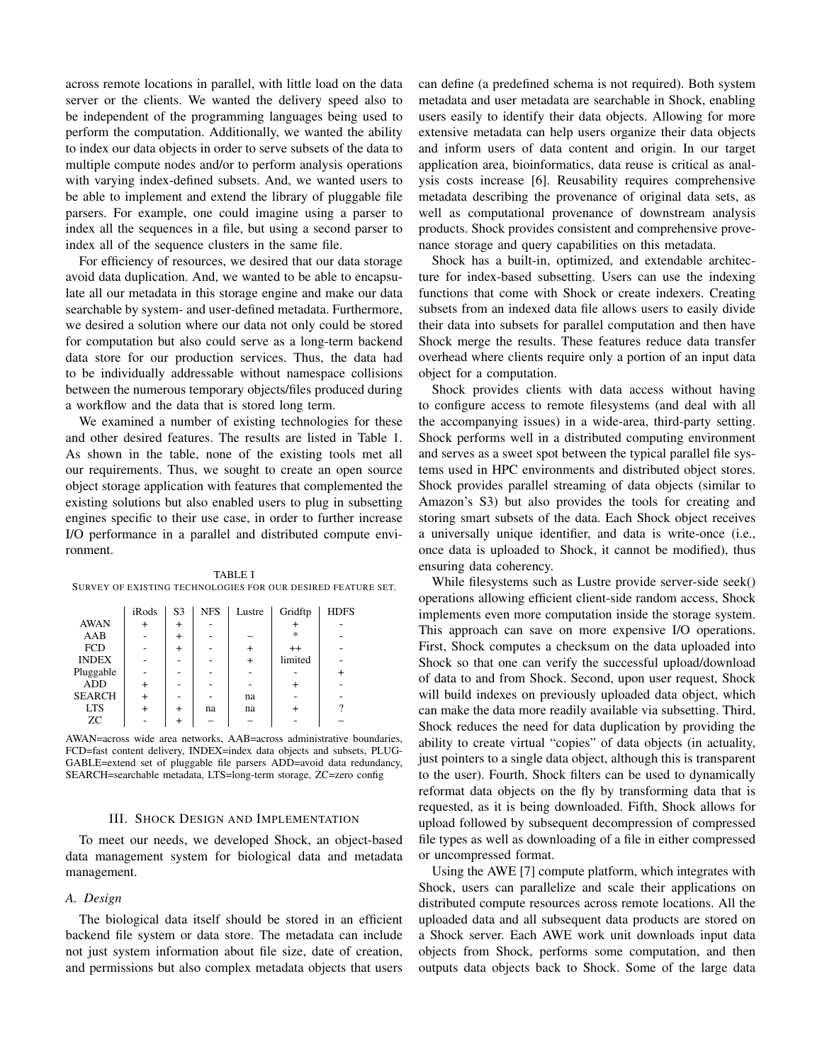across remote locations in parallel, with little load on the data server or the clients. We wanted the delivery speed also to be independent of the programming languages being used to perform the computation. Additionally, we wanted the ability to index our data objects in order to serve subsets of the data to multiple compute nodes and/or to perform analysis operations with varying index-defined subsets. And, we wanted users to be able to implement and extend the library of pluggable file parsers. For example, one could imagine using a parser to index all the sequences in a file, but using a second parser to index all of the sequence clusters in the same file.

For efficiency of resources, we desired that our data storage avoid data duplication. And, we wanted to be able to encapsulate all our metadata in this storage engine and make our data searchable by system- and user-defined metadata. Furthermore, we desired a solution where our data not only could be stored for computation but also could serve as a long-term backend data store for our production services. Thus, the data had to be individually addressable without namespace collisions between the numerous temporary objects/files produced during a workflow and the data that is stored long term.

We examined a number of existing technologies for these and other desired features. The results are listed in Table 1. As shown in the table, none of the existing tools met all our requirements. Thus, we sought to create an open source object storage application with features that complemented the existing solutions but also enabled users to plug in subsetting engines specific to their use case, in order to further increase I/O performance in a parallel and distributed compute environment.

TABLE I
SURVEY OF EXISTING TECHNOLOGIES FOR OUR DESIRED FEATURE SET.

| | iRods | S3 | NFS | Lustre | Gridftp | HDFS |
|---|---|---|---|---|---|---|
| AWAN | + | + | - | | + | - |
| AAB | - | + | - | – | * | - |
| FCD | - | + | - | + | ++ | - |
| INDEX | - | - | - | + | limited | - |
| Pluggable | - | - | - | - | - | + |
| ADD | + | - | - | - | + | - |
| SEARCH | + | - | - | na | - | - |
| LTS | + | + | na | na | + | ? |
| ZC | - | + | – | – | - | – |

AWAN=across wide area networks, AAB=across administrative boundaries, FCD=fast content delivery, INDEX=index data objects and subsets, PLUGGABLE=extend set of pluggable file parsers ADD=avoid data redundancy, SEARCH=searchable metadata, LTS=long-term storage, ZC=zero config

## III. Shock Design and Implementation

To meet our needs, we developed Shock, an object-based data management system for biological data and metadata management.

### A. Design

The biological data itself should be stored in an efficient backend file system or data store. The metadata can include not just system information about file size, date of creation, and permissions but also complex metadata objects that users can define (a predefined schema is not required). Both system metadata and user metadata are searchable in Shock, enabling users easily to identify their data objects. Allowing for more extensive metadata can help users organize their data objects and inform users of data content and origin. In our target application area, bioinformatics, data reuse is critical as analysis costs increase [6]. Reusability requires comprehensive metadata describing the provenance of original data sets, as well as computational provenance of downstream analysis products. Shock provides consistent and comprehensive provenance storage and query capabilities on this metadata.

Shock has a built-in, optimized, and extendable architecture for index-based subsetting. Users can use the indexing functions that come with Shock or create indexers. Creating subsets from an indexed data file allows users to easily divide their data into subsets for parallel computation and then have Shock merge the results. These features reduce data transfer overhead where clients require only a portion of an input data object for a computation.

Shock provides clients with data access without having to configure access to remote filesystems (and deal with all the accompanying issues) in a wide-area, third-party setting. Shock performs well in a distributed computing environment and serves as a sweet spot between the typical parallel file systems used in HPC environments and distributed object stores. Shock provides parallel streaming of data objects (similar to Amazon's S3) but also provides the tools for creating and storing smart subsets of the data. Each Shock object receives a universally unique identifier, and data is write-once (i.e., once data is uploaded to Shock, it cannot be modified), thus ensuring data coherency.

While filesystems such as Lustre provide server-side seek() operations allowing efficient client-side random access, Shock implements even more computation inside the storage system. This approach can save on more expensive I/O operations. First, Shock computes a checksum on the data uploaded into Shock so that one can verify the successful upload/download of data to and from Shock. Second, upon user request, Shock will build indexes on previously uploaded data object, which can make the data more readily available via subsetting. Third, Shock reduces the need for data duplication by providing the ability to create virtual "copies" of data objects (in actuality, just pointers to a single data object, although this is transparent to the user). Fourth, Shock filters can be used to dynamically reformat data objects on the fly by transforming data that is requested, as it is being downloaded. Fifth, Shock allows for upload followed by subsequent decompression of compressed file types as well as downloading of a file in either compressed or uncompressed format.

Using the AWE [7] compute platform, which integrates with Shock, users can parallelize and scale their applications on distributed compute resources across remote locations. All the uploaded data and all subsequent data products are stored on a Shock server. Each AWE work unit downloads input data objects from Shock, performs some computation, and then outputs data objects back to Shock. Some of the large data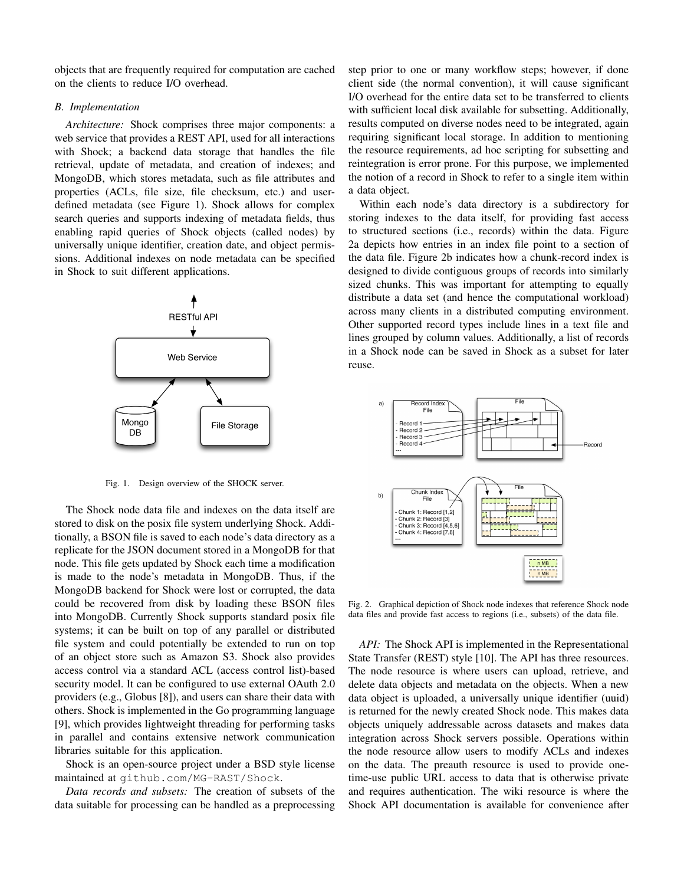objects that are frequently required for computation are cached on the clients to reduce I/O overhead.

### B. Implementation

*Architecture:* Shock comprises three major components: a web service that provides a REST API, used for all interactions with Shock; a backend data storage that handles the file retrieval, update of metadata, and creation of indexes; and MongoDB, which stores metadata, such as file attributes and properties (ACLs, file size, file checksum, etc.) and user-defined metadata (see Figure 1). Shock allows for complex search queries and supports indexing of metadata fields, thus enabling rapid queries of Shock objects (called nodes) by universally unique identifier, creation date, and object permissions. Additional indexes on node metadata can be specified in Shock to suit different applications.

Fig. 1. Design overview of the SHOCK server.

The Shock node data file and indexes on the data itself are stored to disk on the posix file system underlying Shock. Additionally, a BSON file is saved to each node's data directory as a replicate for the JSON document stored in a MongoDB for that node. This file gets updated by Shock each time a modification is made to the node's metadata in MongoDB. Thus, if the MongoDB backend for Shock were lost or corrupted, the data could be recovered from disk by loading these BSON files into MongoDB. Currently Shock supports standard posix file systems; it can be built on top of any parallel or distributed file system and could potentially be extended to run on top of an object store such as Amazon S3. Shock also provides access control via a standard ACL (access control list)-based security model. It can be configured to use external OAuth 2.0 providers (e.g., Globus [8]), and users can share their data with others. Shock is implemented in the Go programming language [9], which provides lightweight threading for performing tasks in parallel and contains extensive network communication libraries suitable for this application.

Shock is an open-source project under a BSD style license maintained at `github.com/MG-RAST/Shock`.

*Data records and subsets:* The creation of subsets of the data suitable for processing can be handled as a preprocessing step prior to one or many workflow steps; however, if done client side (the normal convention), it will cause significant I/O overhead for the entire data set to be transferred to clients with sufficient local disk available for subsetting. Additionally, results computed on diverse nodes need to be integrated, again requiring significant local storage. In addition to mentioning the resource requirements, ad hoc scripting for subsetting and reintegration is error prone. For this purpose, we implemented the notion of a record in Shock to refer to a single item within a data object.

Within each node's data directory is a subdirectory for storing indexes to the data itself, for providing fast access to structured sections (i.e., records) within the data. Figure 2a depicts how entries in an index file point to a section of the data file. Figure 2b indicates how a chunk-record index is designed to divide contiguous groups of records into similarly sized chunks. This was important for attempting to equally distribute a data set (and hence the computational workload) across many clients in a distributed computing environment. Other supported record types include lines in a text file and lines grouped by column values. Additionally, a list of records in a Shock node can be saved in Shock as a subset for later reuse.

Fig. 2. Graphical depiction of Shock node indexes that reference Shock node data files and provide fast access to regions (i.e., subsets) of the data file.

*API:* The Shock API is implemented in the Representational State Transfer (REST) style [10]. The API has three resources. The node resource is where users can upload, retrieve, and delete data objects and metadata on the objects. When a new data object is uploaded, a universally unique identifier (uuid) is returned for the newly created Shock node. This makes data objects uniquely addressable across datasets and makes data integration across Shock servers possible. Operations within the node resource allow users to modify ACLs and indexes on the data. The preauth resource is used to provide one-time-use public URL access to data that is otherwise private and requires authentication. The wiki resource is where the Shock API documentation is available for convenience after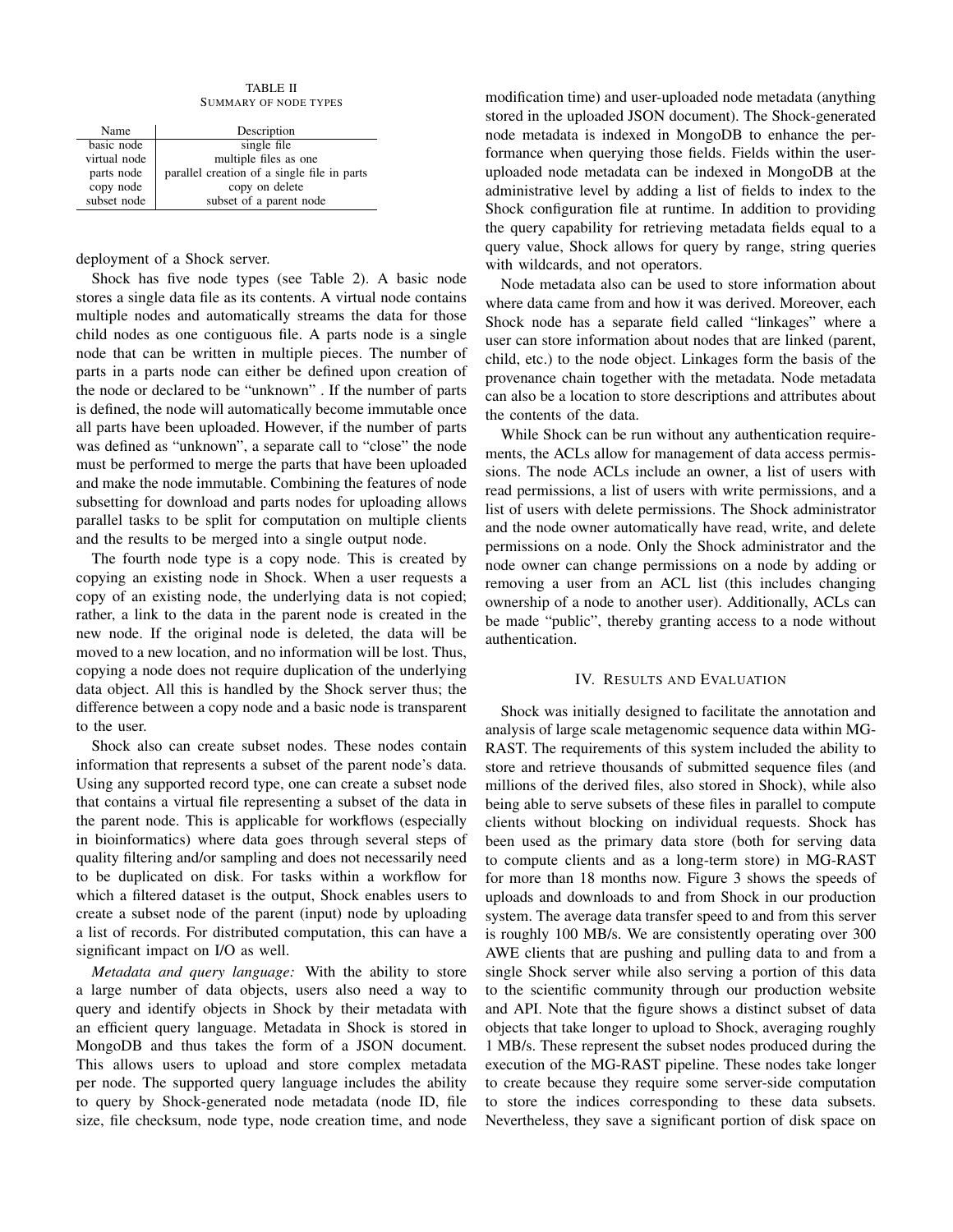TABLE II
SUMMARY OF NODE TYPES

| Name | Description |
| --- | --- |
| basic node | single file |
| virtual node | multiple files as one |
| parts node | parallel creation of a single file in parts |
| copy node | copy on delete |
| subset node | subset of a parent node |

deployment of a Shock server.

Shock has five node types (see Table 2). A basic node stores a single data file as its contents. A virtual node contains multiple nodes and automatically streams the data for those child nodes as one contiguous file. A parts node is a single node that can be written in multiple pieces. The number of parts in a parts node can either be defined upon creation of the node or declared to be "unknown" . If the number of parts is defined, the node will automatically become immutable once all parts have been uploaded. However, if the number of parts was defined as "unknown", a separate call to "close" the node must be performed to merge the parts that have been uploaded and make the node immutable. Combining the features of node subsetting for download and parts nodes for uploading allows parallel tasks to be split for computation on multiple clients and the results to be merged into a single output node.

The fourth node type is a copy node. This is created by copying an existing node in Shock. When a user requests a copy of an existing node, the underlying data is not copied; rather, a link to the data in the parent node is created in the new node. If the original node is deleted, the data will be moved to a new location, and no information will be lost. Thus, copying a node does not require duplication of the underlying data object. All this is handled by the Shock server thus; the difference between a copy node and a basic node is transparent to the user.

Shock also can create subset nodes. These nodes contain information that represents a subset of the parent node's data. Using any supported record type, one can create a subset node that contains a virtual file representing a subset of the data in the parent node. This is applicable for workflows (especially in bioinformatics) where data goes through several steps of quality filtering and/or sampling and does not necessarily need to be duplicated on disk. For tasks within a workflow for which a filtered dataset is the output, Shock enables users to create a subset node of the parent (input) node by uploading a list of records. For distributed computation, this can have a significant impact on I/O as well.

*Metadata and query language:* With the ability to store a large number of data objects, users also need a way to query and identify objects in Shock by their metadata with an efficient query language. Metadata in Shock is stored in MongoDB and thus takes the form of a JSON document. This allows users to upload and store complex metadata per node. The supported query language includes the ability to query by Shock-generated node metadata (node ID, file size, file checksum, node type, node creation time, and node modification time) and user-uploaded node metadata (anything stored in the uploaded JSON document). The Shock-generated node metadata is indexed in MongoDB to enhance the performance when querying those fields. Fields within the user-uploaded node metadata can be indexed in MongoDB at the administrative level by adding a list of fields to index to the Shock configuration file at runtime. In addition to providing the query capability for retrieving metadata fields equal to a query value, Shock allows for query by range, string queries with wildcards, and not operators.

Node metadata also can be used to store information about where data came from and how it was derived. Moreover, each Shock node has a separate field called "linkages" where a user can store information about nodes that are linked (parent, child, etc.) to the node object. Linkages form the basis of the provenance chain together with the metadata. Node metadata can also be a location to store descriptions and attributes about the contents of the data.

While Shock can be run without any authentication requirements, the ACLs allow for management of data access permissions. The node ACLs include an owner, a list of users with read permissions, a list of users with write permissions, and a list of users with delete permissions. The Shock administrator and the node owner automatically have read, write, and delete permissions on a node. Only the Shock administrator and the node owner can change permissions on a node by adding or removing a user from an ACL list (this includes changing ownership of a node to another user). Additionally, ACLs can be made "public", thereby granting access to a node without authentication.

## IV. Results and Evaluation

Shock was initially designed to facilitate the annotation and analysis of large scale metagenomic sequence data within MG-RAST. The requirements of this system included the ability to store and retrieve thousands of submitted sequence files (and millions of the derived files, also stored in Shock), while also being able to serve subsets of these files in parallel to compute clients without blocking on individual requests. Shock has been used as the primary data store (both for serving data to compute clients and as a long-term store) in MG-RAST for more than 18 months now. Figure 3 shows the speeds of uploads and downloads to and from Shock in our production system. The average data transfer speed to and from this server is roughly 100 MB/s. We are consistently operating over 300 AWE clients that are pushing and pulling data to and from a single Shock server while also serving a portion of this data to the scientific community through our production website and API. Note that the figure shows a distinct subset of data objects that take longer to upload to Shock, averaging roughly 1 MB/s. These represent the subset nodes produced during the execution of the MG-RAST pipeline. These nodes take longer to create because they require some server-side computation to store the indices corresponding to these data subsets. Nevertheless, they save a significant portion of disk space on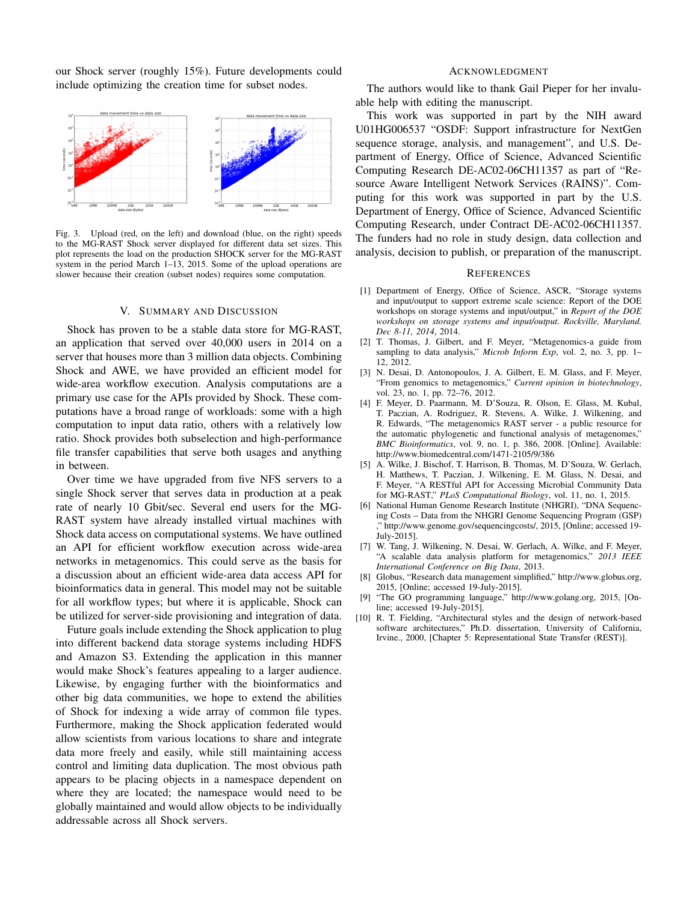our Shock server (roughly 15%). Future developments could include optimizing the creation time for subset nodes.

data movement time vs data size

data movement time vs data size

Fig. 3. Upload (red, on the left) and download (blue, on the right) speeds to the MG-RAST Shock server displayed for different data set sizes. This plot represents the load on the production SHOCK server for the MG-RAST system in the period March 1–13, 2015. Some of the upload operations are slower because their creation (subset nodes) requires some computation.

## V. Summary and Discussion

Shock has proven to be a stable data store for MG-RAST, an application that served over 40,000 users in 2014 on a server that houses more than 3 million data objects. Combining Shock and AWE, we have provided an efficient model for wide-area workflow execution. Analysis computations are a primary use case for the APIs provided by Shock. These computations have a broad range of workloads: some with a high computation to input data ratio, others with a relatively low ratio. Shock provides both subselection and high-performance file transfer capabilities that serve both usages and anything in between.

Over time we have upgraded from five NFS servers to a single Shock server that serves data in production at a peak rate of nearly 10 Gbit/sec. Several end users for the MG-RAST system have already installed virtual machines with Shock data access on computational systems. We have outlined an API for efficient workflow execution across wide-area networks in metagenomics. This could serve as the basis for a discussion about an efficient wide-area data access API for bioinformatics data in general. This model may not be suitable for all workflow types; but where it is applicable, Shock can be utilized for server-side provisioning and integration of data.

Future goals include extending the Shock application to plug into different backend data storage systems including HDFS and Amazon S3. Extending the application in this manner would make Shock's features appealing to a larger audience. Likewise, by engaging further with the bioinformatics and other big data communities, we hope to extend the abilities of Shock for indexing a wide array of common file types. Furthermore, making the Shock application federated would allow scientists from various locations to share and integrate data more freely and easily, while still maintaining access control and limiting data duplication. The most obvious path appears to be placing objects in a namespace dependent on where they are located; the namespace would need to be globally maintained and would allow objects to be individually addressable across all Shock servers.

## Acknowledgment

The authors would like to thank Gail Pieper for her invaluable help with editing the manuscript.

This work was supported in part by the NIH award U01HG006537 "OSDF: Support infrastructure for NextGen sequence storage, analysis, and management", and U.S. Department of Energy, Office of Science, Advanced Scientific Computing Research DE-AC02-06CH11357 as part of "Resource Aware Intelligent Network Services (RAINS)". Computing for this work was supported in part by the U.S. Department of Energy, Office of Science, Advanced Scientific Computing Research, under Contract DE-AC02-06CH11357. The funders had no role in study design, data collection and analysis, decision to publish, or preparation of the manuscript.

## References

[1] Department of Energy, Office of Science, ASCR, "Storage systems and input/output to support extreme scale science: Report of the DOE workshops on storage systems and input/output," in *Report of the DOE workshops on storage systems and input/output. Rockville, Maryland. Dec 8-11, 2014*, 2014.

[2] T. Thomas, J. Gilbert, and F. Meyer, "Metagenomics-a guide from sampling to data analysis," *Microb Inform Exp*, vol. 2, no. 3, pp. 1–12, 2012.

[3] N. Desai, D. Antonopoulos, J. A. Gilbert, E. M. Glass, and F. Meyer, "From genomics to metagenomics," *Current opinion in biotechnology*, vol. 23, no. 1, pp. 72–76, 2012.

[4] F. Meyer, D. Paarmann, M. D'Souza, R. Olson, E. Glass, M. Kubal, T. Paczian, A. Rodriguez, R. Stevens, A. Wilke, J. Wilkening, and R. Edwards, "The metagenomics RAST server - a public resource for the automatic phylogenetic and functional analysis of metagenomes," *BMC Bioinformatics*, vol. 9, no. 1, p. 386, 2008. [Online]. Available: http://www.biomedcentral.com/1471-2105/9/386

[5] A. Wilke, J. Bischof, T. Harrison, B. Thomas, M. D'Souza, W. Gerlach, H. Matthews, T. Paczian, J. Wilkening, E. M. Glass, N. Desai, and F. Meyer, "A RESTful API for Accessing Microbial Community Data for MG-RAST," *PLoS Computational Biology*, vol. 11, no. 1, 2015.

[6] National Human Genome Research Institute (NHGRI), "DNA Sequencing Costs – Data from the NHGRI Genome Sequencing Program (GSP) ," http://www.genome.gov/sequencingcosts/, 2015, [Online; accessed 19-July-2015].

[7] W. Tang, J. Wilkening, N. Desai, W. Gerlach, A. Wilke, and F. Meyer, "A scalable data analysis platform for metagenomics," *2013 IEEE International Conference on Big Data*, 2013.

[8] Globus, "Research data management simplified," http://www.globus.org, 2015, [Online; accessed 19-July-2015].

[9] "The GO programming language," http://www.golang.org, 2015, [Online; accessed 19-July-2015].

[10] R. T. Fielding, "Architectural styles and the design of network-based software architectures," Ph.D. dissertation, University of California, Irvine., 2000, [Chapter 5: Representational State Transfer (REST)].